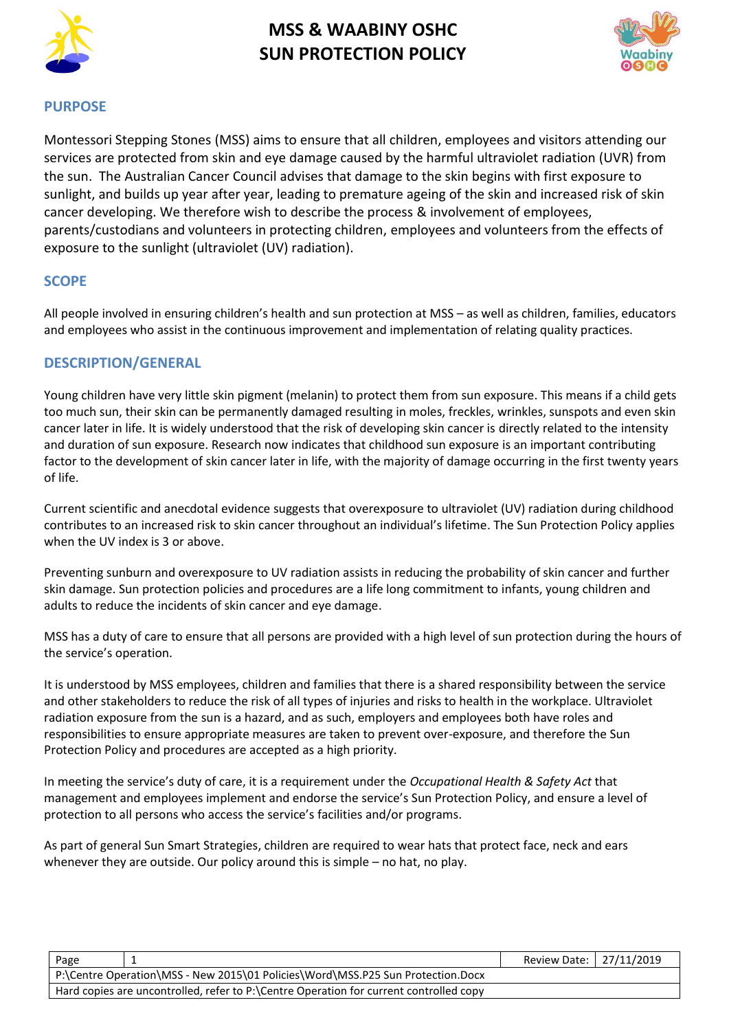# MSS & WAABINY OSHC
# SUN PROTECTION POLICY

## PURPOSE

Montessori Stepping Stones (MSS) aims to ensure that all children, employees and visitors attending our services are protected from skin and eye damage caused by the harmful ultraviolet radiation (UVR) from the sun. The Australian Cancer Council advises that damage to the skin begins with first exposure to sunlight, and builds up year after year, leading to premature ageing of the skin and increased risk of skin cancer developing. We therefore wish to describe the process & involvement of employees, parents/custodians and volunteers in protecting children, employees and volunteers from the effects of exposure to the sunlight (ultraviolet (UV) radiation).

## SCOPE

All people involved in ensuring children's health and sun protection at MSS – as well as children, families, educators and employees who assist in the continuous improvement and implementation of relating quality practices.

## DESCRIPTION/GENERAL

Young children have very little skin pigment (melanin) to protect them from sun exposure. This means if a child gets too much sun, their skin can be permanently damaged resulting in moles, freckles, wrinkles, sunspots and even skin cancer later in life. It is widely understood that the risk of developing skin cancer is directly related to the intensity and duration of sun exposure. Research now indicates that childhood sun exposure is an important contributing factor to the development of skin cancer later in life, with the majority of damage occurring in the first twenty years of life.

Current scientific and anecdotal evidence suggests that overexposure to ultraviolet (UV) radiation during childhood contributes to an increased risk to skin cancer throughout an individual's lifetime. The Sun Protection Policy applies when the UV index is 3 or above.

Preventing sunburn and overexposure to UV radiation assists in reducing the probability of skin cancer and further skin damage. Sun protection policies and procedures are a life long commitment to infants, young children and adults to reduce the incidents of skin cancer and eye damage.

MSS has a duty of care to ensure that all persons are provided with a high level of sun protection during the hours of the service's operation.

It is understood by MSS employees, children and families that there is a shared responsibility between the service and other stakeholders to reduce the risk of all types of injuries and risks to health in the workplace. Ultraviolet radiation exposure from the sun is a hazard, and as such, employers and employees both have roles and responsibilities to ensure appropriate measures are taken to prevent over-exposure, and therefore the Sun Protection Policy and procedures are accepted as a high priority.

In meeting the service's duty of care, it is a requirement under the *Occupational Health & Safety Act* that management and employees implement and endorse the service's Sun Protection Policy, and ensure a level of protection to all persons who access the service's facilities and/or programs.

As part of general Sun Smart Strategies, children are required to wear hats that protect face, neck and ears whenever they are outside. Our policy around this is simple – no hat, no play.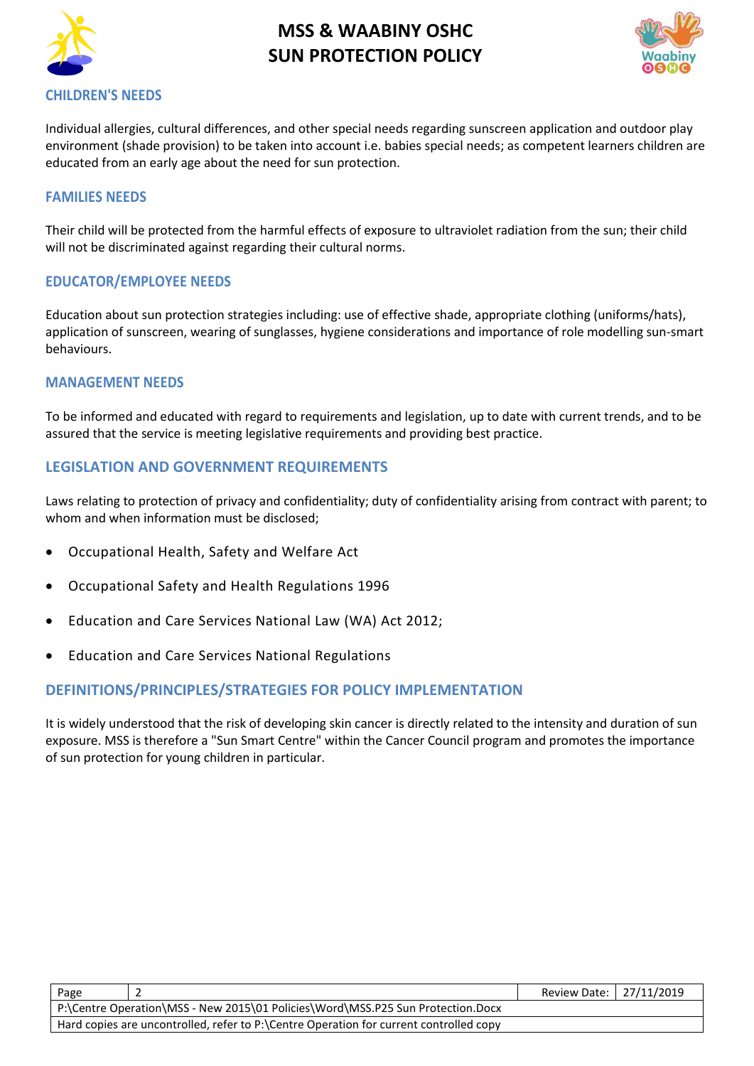## CHILDREN'S NEEDS

Individual allergies, cultural differences, and other special needs regarding sunscreen application and outdoor play environment (shade provision) to be taken into account i.e. babies special needs; as competent learners children are educated from an early age about the need for sun protection.

## FAMILIES NEEDS

Their child will be protected from the harmful effects of exposure to ultraviolet radiation from the sun; their child will not be discriminated against regarding their cultural norms.

## EDUCATOR/EMPLOYEE NEEDS

Education about sun protection strategies including: use of effective shade, appropriate clothing (uniforms/hats), application of sunscreen, wearing of sunglasses, hygiene considerations and importance of role modelling sun-smart behaviours.

## MANAGEMENT NEEDS

To be informed and educated with regard to requirements and legislation, up to date with current trends, and to be assured that the service is meeting legislative requirements and providing best practice.

## LEGISLATION AND GOVERNMENT REQUIREMENTS

Laws relating to protection of privacy and confidentiality; duty of confidentiality arising from contract with parent; to whom and when information must be disclosed;

- Occupational Health, Safety and Welfare Act
- Occupational Safety and Health Regulations 1996
- Education and Care Services National Law (WA) Act 2012;
- Education and Care Services National Regulations

## DEFINITIONS/PRINCIPLES/STRATEGIES FOR POLICY IMPLEMENTATION

It is widely understood that the risk of developing skin cancer is directly related to the intensity and duration of sun exposure. MSS is therefore a "Sun Smart Centre" within the Cancer Council program and promotes the importance of sun protection for young children in particular.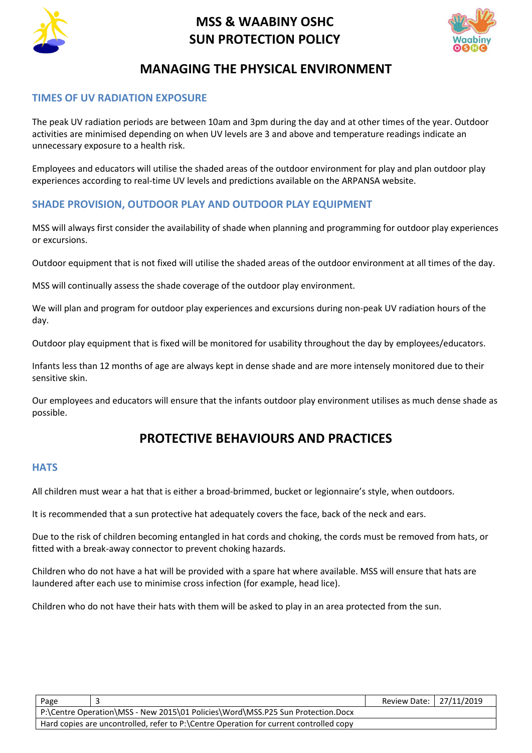## MANAGING THE PHYSICAL ENVIRONMENT

### TIMES OF UV RADIATION EXPOSURE

The peak UV radiation periods are between 10am and 3pm during the day and at other times of the year. Outdoor activities are minimised depending on when UV levels are 3 and above and temperature readings indicate an unnecessary exposure to a health risk.

Employees and educators will utilise the shaded areas of the outdoor environment for play and plan outdoor play experiences according to real-time UV levels and predictions available on the ARPANSA website.

### SHADE PROVISION, OUTDOOR PLAY AND OUTDOOR PLAY EQUIPMENT

MSS will always first consider the availability of shade when planning and programming for outdoor play experiences or excursions.

Outdoor equipment that is not fixed will utilise the shaded areas of the outdoor environment at all times of the day.

MSS will continually assess the shade coverage of the outdoor play environment.

We will plan and program for outdoor play experiences and excursions during non-peak UV radiation hours of the day.

Outdoor play equipment that is fixed will be monitored for usability throughout the day by employees/educators.

Infants less than 12 months of age are always kept in dense shade and are more intensely monitored due to their sensitive skin.

Our employees and educators will ensure that the infants outdoor play environment utilises as much dense shade as possible.

## PROTECTIVE BEHAVIOURS AND PRACTICES

### HATS

All children must wear a hat that is either a broad-brimmed, bucket or legionnaire's style, when outdoors.

It is recommended that a sun protective hat adequately covers the face, back of the neck and ears.

Due to the risk of children becoming entangled in hat cords and choking, the cords must be removed from hats, or fitted with a break-away connector to prevent choking hazards.

Children who do not have a hat will be provided with a spare hat where available. MSS will ensure that hats are laundered after each use to minimise cross infection (for example, head lice).

Children who do not have their hats with them will be asked to play in an area protected from the sun.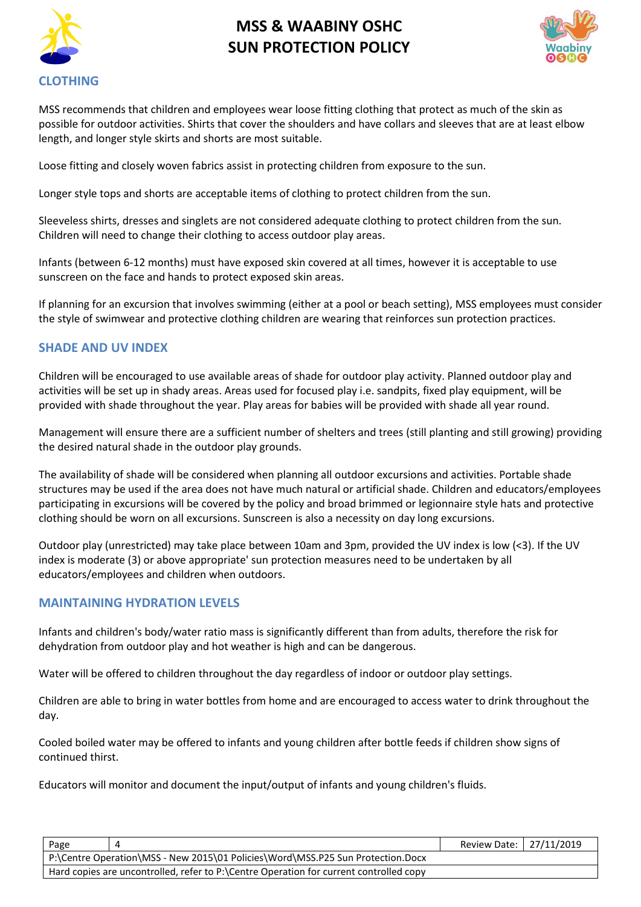## CLOTHING

MSS recommends that children and employees wear loose fitting clothing that protect as much of the skin as possible for outdoor activities. Shirts that cover the shoulders and have collars and sleeves that are at least elbow length, and longer style skirts and shorts are most suitable.

Loose fitting and closely woven fabrics assist in protecting children from exposure to the sun.

Longer style tops and shorts are acceptable items of clothing to protect children from the sun.

Sleeveless shirts, dresses and singlets are not considered adequate clothing to protect children from the sun. Children will need to change their clothing to access outdoor play areas.

Infants (between 6-12 months) must have exposed skin covered at all times, however it is acceptable to use sunscreen on the face and hands to protect exposed skin areas.

If planning for an excursion that involves swimming (either at a pool or beach setting), MSS employees must consider the style of swimwear and protective clothing children are wearing that reinforces sun protection practices.

## SHADE AND UV INDEX

Children will be encouraged to use available areas of shade for outdoor play activity. Planned outdoor play and activities will be set up in shady areas. Areas used for focused play i.e. sandpits, fixed play equipment, will be provided with shade throughout the year. Play areas for babies will be provided with shade all year round.

Management will ensure there are a sufficient number of shelters and trees (still planting and still growing) providing the desired natural shade in the outdoor play grounds.

The availability of shade will be considered when planning all outdoor excursions and activities. Portable shade structures may be used if the area does not have much natural or artificial shade. Children and educators/employees participating in excursions will be covered by the policy and broad brimmed or legionnaire style hats and protective clothing should be worn on all excursions. Sunscreen is also a necessity on day long excursions.

Outdoor play (unrestricted) may take place between 10am and 3pm, provided the UV index is low (<3). If the UV index is moderate (3) or above appropriate' sun protection measures need to be undertaken by all educators/employees and children when outdoors.

## MAINTAINING HYDRATION LEVELS

Infants and children's body/water ratio mass is significantly different than from adults, therefore the risk for dehydration from outdoor play and hot weather is high and can be dangerous.

Water will be offered to children throughout the day regardless of indoor or outdoor play settings.

Children are able to bring in water bottles from home and are encouraged to access water to drink throughout the day.

Cooled boiled water may be offered to infants and young children after bottle feeds if children show signs of continued thirst.

Educators will monitor and document the input/output of infants and young children's fluids.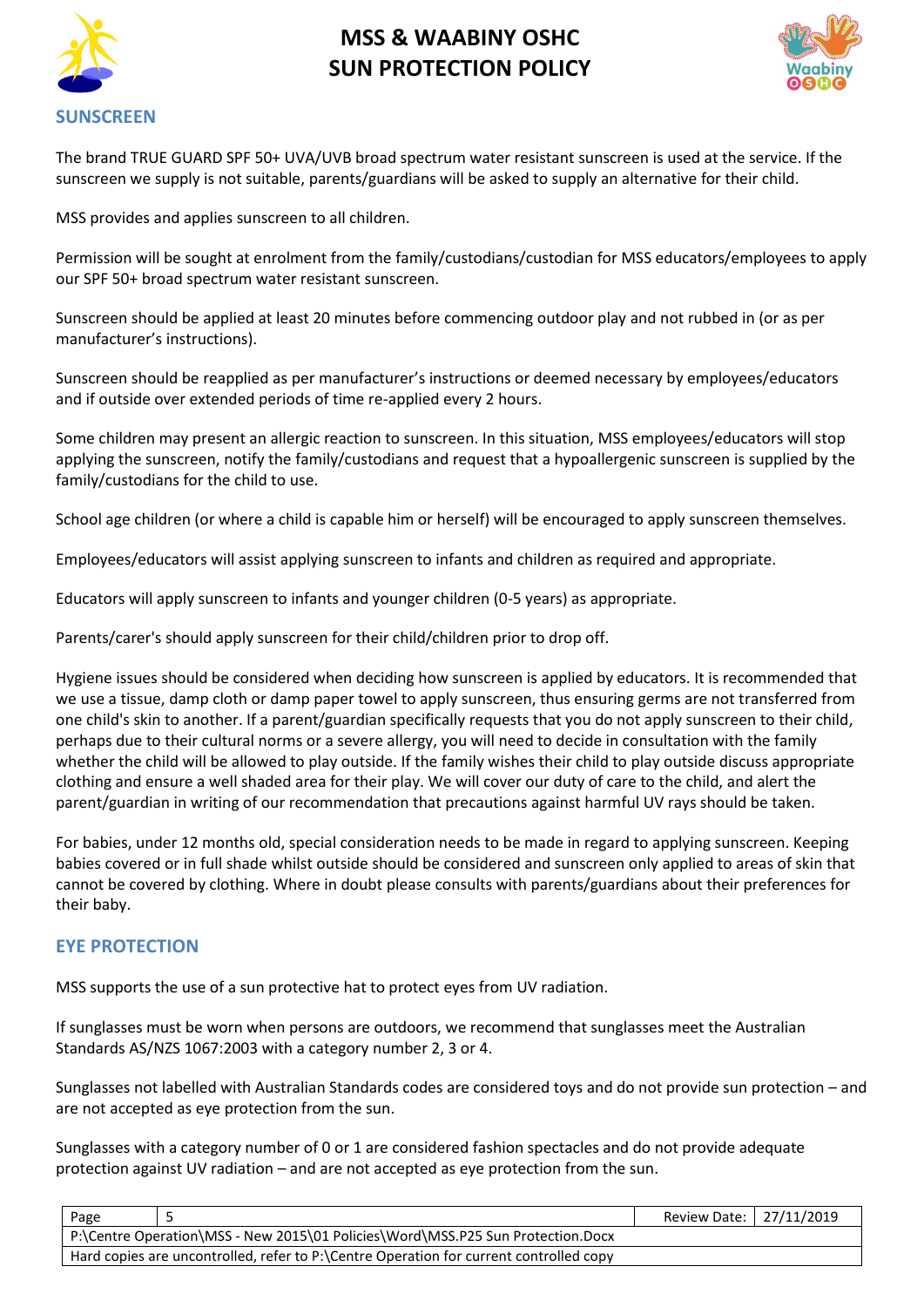## SUNSCREEN

The brand TRUE GUARD SPF 50+ UVA/UVB broad spectrum water resistant sunscreen is used at the service. If the sunscreen we supply is not suitable, parents/guardians will be asked to supply an alternative for their child.

MSS provides and applies sunscreen to all children.

Permission will be sought at enrolment from the family/custodians/custodian for MSS educators/employees to apply our SPF 50+ broad spectrum water resistant sunscreen.

Sunscreen should be applied at least 20 minutes before commencing outdoor play and not rubbed in (or as per manufacturer's instructions).

Sunscreen should be reapplied as per manufacturer's instructions or deemed necessary by employees/educators and if outside over extended periods of time re-applied every 2 hours.

Some children may present an allergic reaction to sunscreen. In this situation, MSS employees/educators will stop applying the sunscreen, notify the family/custodians and request that a hypoallergenic sunscreen is supplied by the family/custodians for the child to use.

School age children (or where a child is capable him or herself) will be encouraged to apply sunscreen themselves.

Employees/educators will assist applying sunscreen to infants and children as required and appropriate.

Educators will apply sunscreen to infants and younger children (0-5 years) as appropriate.

Parents/carer's should apply sunscreen for their child/children prior to drop off.

Hygiene issues should be considered when deciding how sunscreen is applied by educators. It is recommended that we use a tissue, damp cloth or damp paper towel to apply sunscreen, thus ensuring germs are not transferred from one child's skin to another. If a parent/guardian specifically requests that you do not apply sunscreen to their child, perhaps due to their cultural norms or a severe allergy, you will need to decide in consultation with the family whether the child will be allowed to play outside. If the family wishes their child to play outside discuss appropriate clothing and ensure a well shaded area for their play. We will cover our duty of care to the child, and alert the parent/guardian in writing of our recommendation that precautions against harmful UV rays should be taken.

For babies, under 12 months old, special consideration needs to be made in regard to applying sunscreen. Keeping babies covered or in full shade whilst outside should be considered and sunscreen only applied to areas of skin that cannot be covered by clothing. Where in doubt please consults with parents/guardians about their preferences for their baby.

## EYE PROTECTION

MSS supports the use of a sun protective hat to protect eyes from UV radiation.

If sunglasses must be worn when persons are outdoors, we recommend that sunglasses meet the Australian Standards AS/NZS 1067:2003 with a category number 2, 3 or 4.

Sunglasses not labelled with Australian Standards codes are considered toys and do not provide sun protection – and are not accepted as eye protection from the sun.

Sunglasses with a category number of 0 or 1 are considered fashion spectacles and do not provide adequate protection against UV radiation – and are not accepted as eye protection from the sun.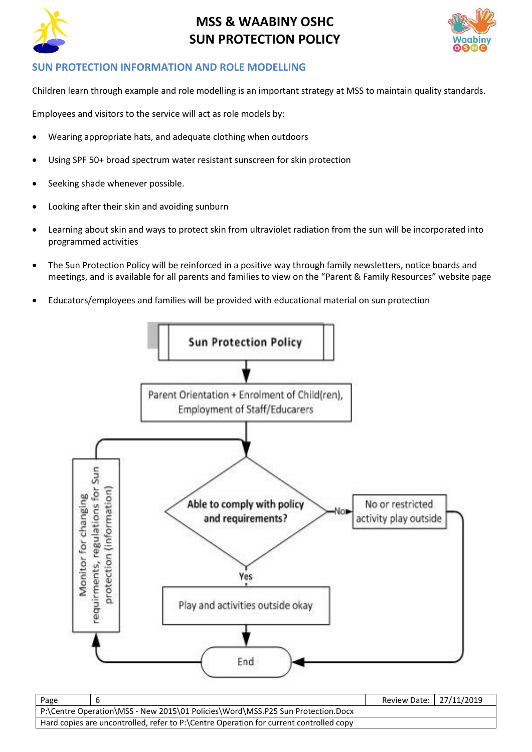## SUN PROTECTION INFORMATION AND ROLE MODELLING

Children learn through example and role modelling is an important strategy at MSS to maintain quality standards.

Employees and visitors to the service will act as role models by:

- Wearing appropriate hats, and adequate clothing when outdoors
- Using SPF 50+ broad spectrum water resistant sunscreen for skin protection
- Seeking shade whenever possible.
- Looking after their skin and avoiding sunburn
- Learning about skin and ways to protect skin from ultraviolet radiation from the sun will be incorporated into programmed activities
- The Sun Protection Policy will be reinforced in a positive way through family newsletters, notice boards and meetings, and is available for all parents and families to view on the "Parent & Family Resources" website page
- Educators/employees and families will be provided with educational material on sun protection

Sun Protection Policy

Parent Orientation + Enrolment of Child(ren), Employment of Staff/Educarers

Able to comply with policy and requirements?

No

No or restricted activity play outside

Yes

Play and activities outside okay

End

Monitor for changing requirements, regulations for Sun protection (information)

| | | | |
|---|---|---|---|
| Page | 6 | Review Date: | 27/11/2019 |
| P:\Centre Operation\MSS - New 2015\01 Policies\Word\MSS.P25 Sun Protection.Docx | | | |
| Hard copies are uncontrolled, refer to P:\Centre Operation for current controlled copy | | | |